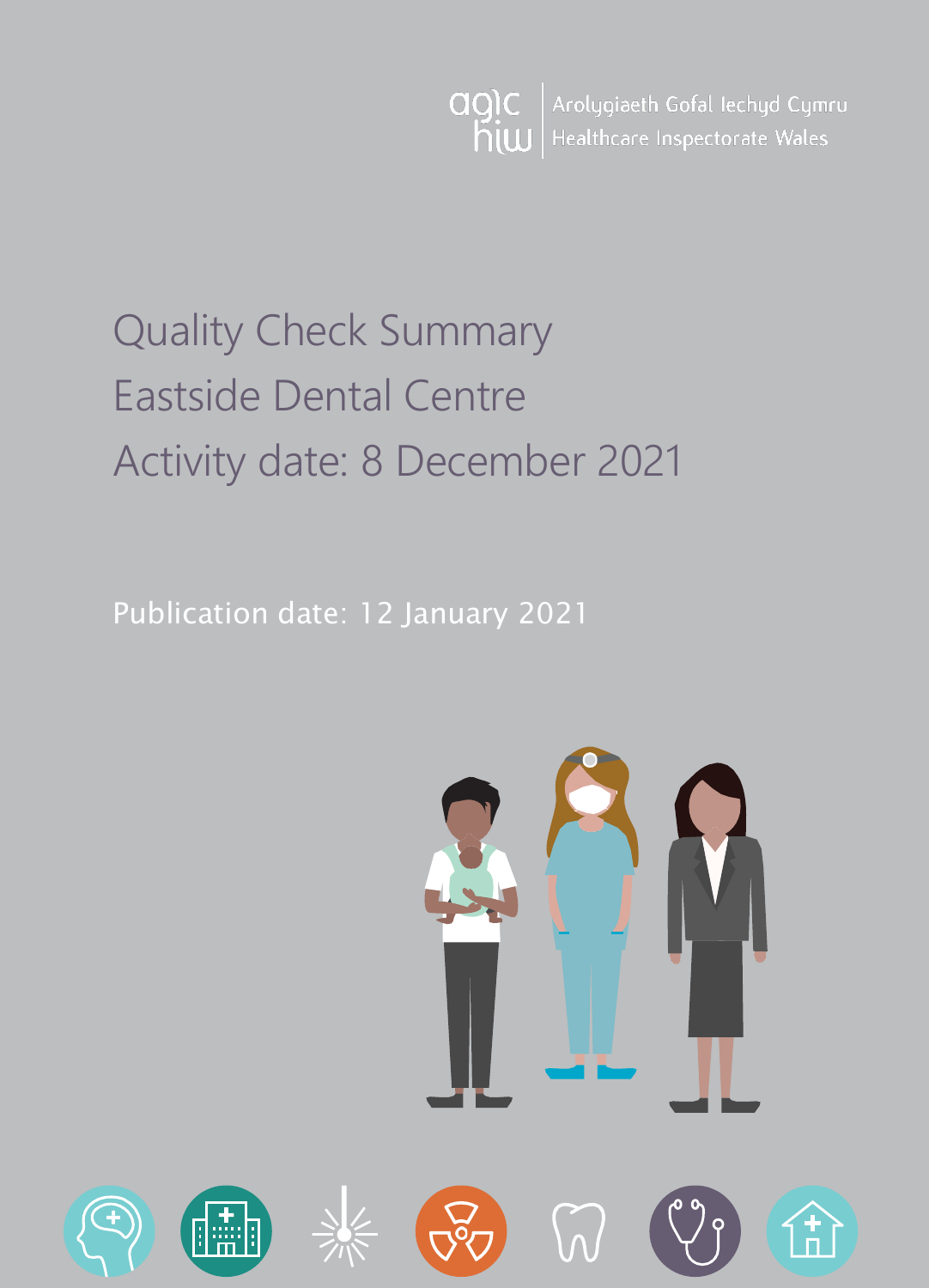Arolygiaeth Gofal Iechyd Cymru
Healthcare Inspectorate Wales

# Quality Check Summary
# Eastside Dental Centre
# Activity date: 8 December 2021

Publication date: 12 January 2021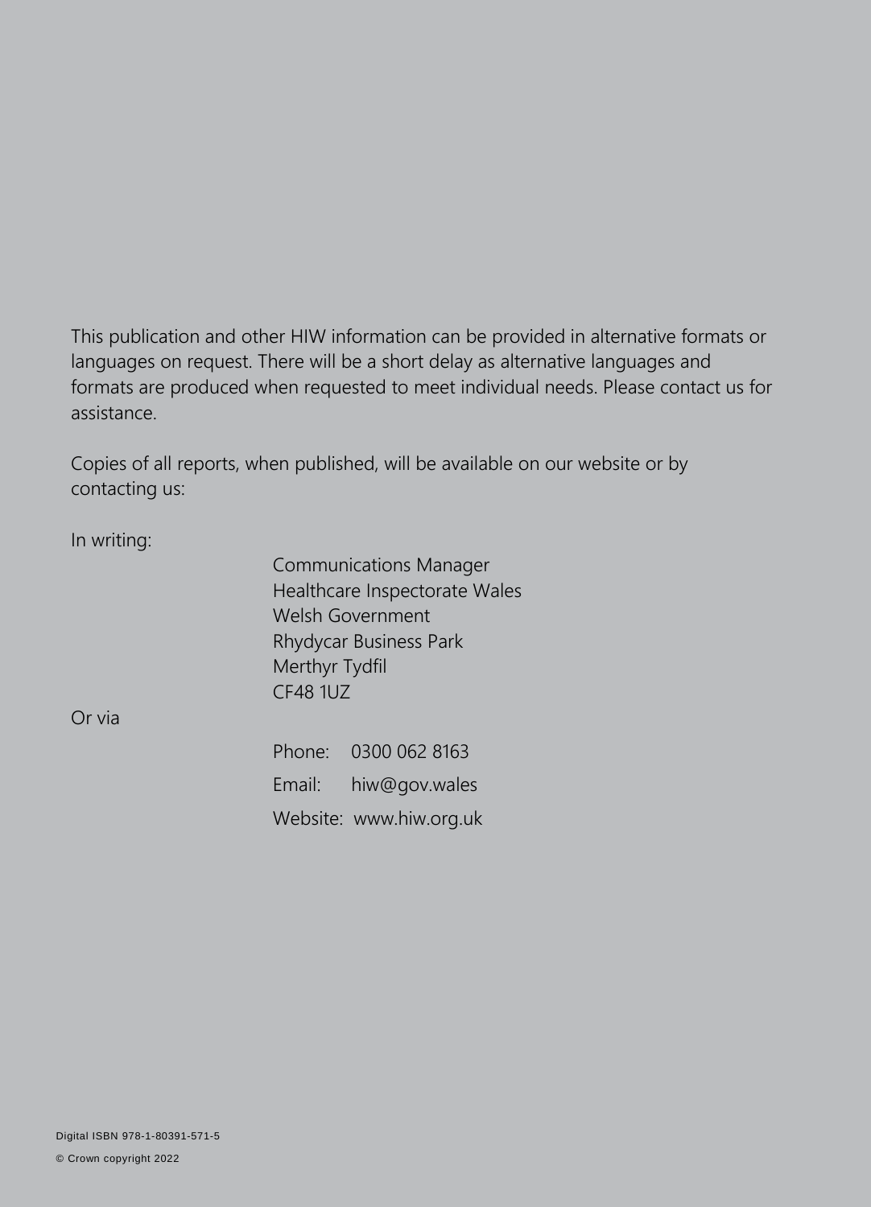This publication and other HIW information can be provided in alternative formats or languages on request. There will be a short delay as alternative languages and formats are produced when requested to meet individual needs. Please contact us for assistance.

Copies of all reports, when published, will be available on our website or by contacting us:

In writing:

Communications Manager
Healthcare Inspectorate Wales
Welsh Government
Rhydycar Business Park
Merthyr Tydfil
CF48 1UZ

Or via

Phone: 0300 062 8163

Email: hiw@gov.wales

Website: www.hiw.org.uk

Digital ISBN 978-1-80391-571-5

© Crown copyright 2022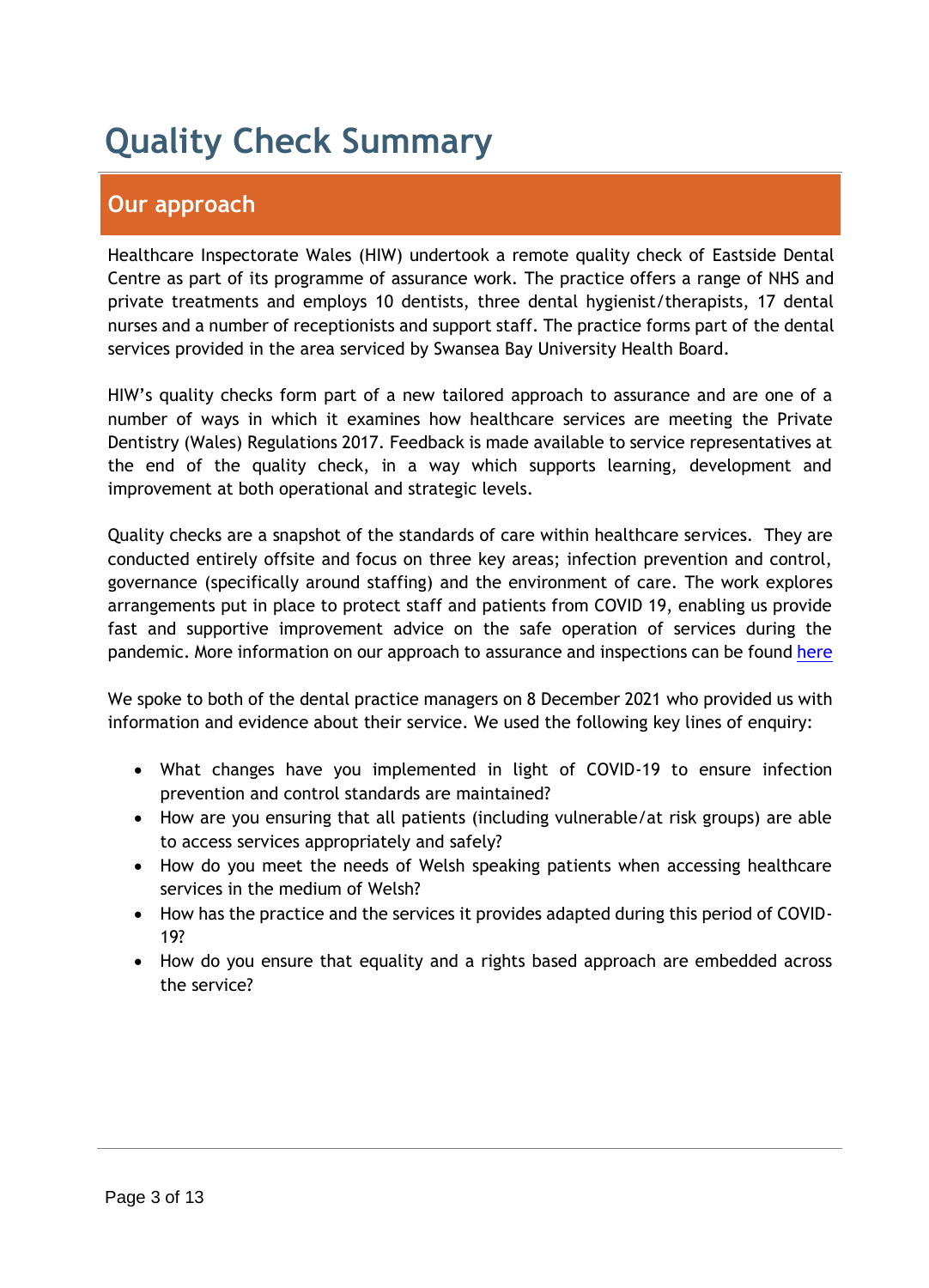# Quality Check Summary

## Our approach

Healthcare Inspectorate Wales (HIW) undertook a remote quality check of Eastside Dental Centre as part of its programme of assurance work. The practice offers a range of NHS and private treatments and employs 10 dentists, three dental hygienist/therapists, 17 dental nurses and a number of receptionists and support staff. The practice forms part of the dental services provided in the area serviced by Swansea Bay University Health Board.

HIW's quality checks form part of a new tailored approach to assurance and are one of a number of ways in which it examines how healthcare services are meeting the Private Dentistry (Wales) Regulations 2017. Feedback is made available to service representatives at the end of the quality check, in a way which supports learning, development and improvement at both operational and strategic levels.

Quality checks are a snapshot of the standards of care within healthcare services. They are conducted entirely offsite and focus on three key areas; infection prevention and control, governance (specifically around staffing) and the environment of care. The work explores arrangements put in place to protect staff and patients from COVID 19, enabling us provide fast and supportive improvement advice on the safe operation of services during the pandemic. More information on our approach to assurance and inspections can be found here

We spoke to both of the dental practice managers on 8 December 2021 who provided us with information and evidence about their service. We used the following key lines of enquiry:

- What changes have you implemented in light of COVID-19 to ensure infection prevention and control standards are maintained?
- How are you ensuring that all patients (including vulnerable/at risk groups) are able to access services appropriately and safely?
- How do you meet the needs of Welsh speaking patients when accessing healthcare services in the medium of Welsh?
- How has the practice and the services it provides adapted during this period of COVID-19?
- How do you ensure that equality and a rights based approach are embedded across the service?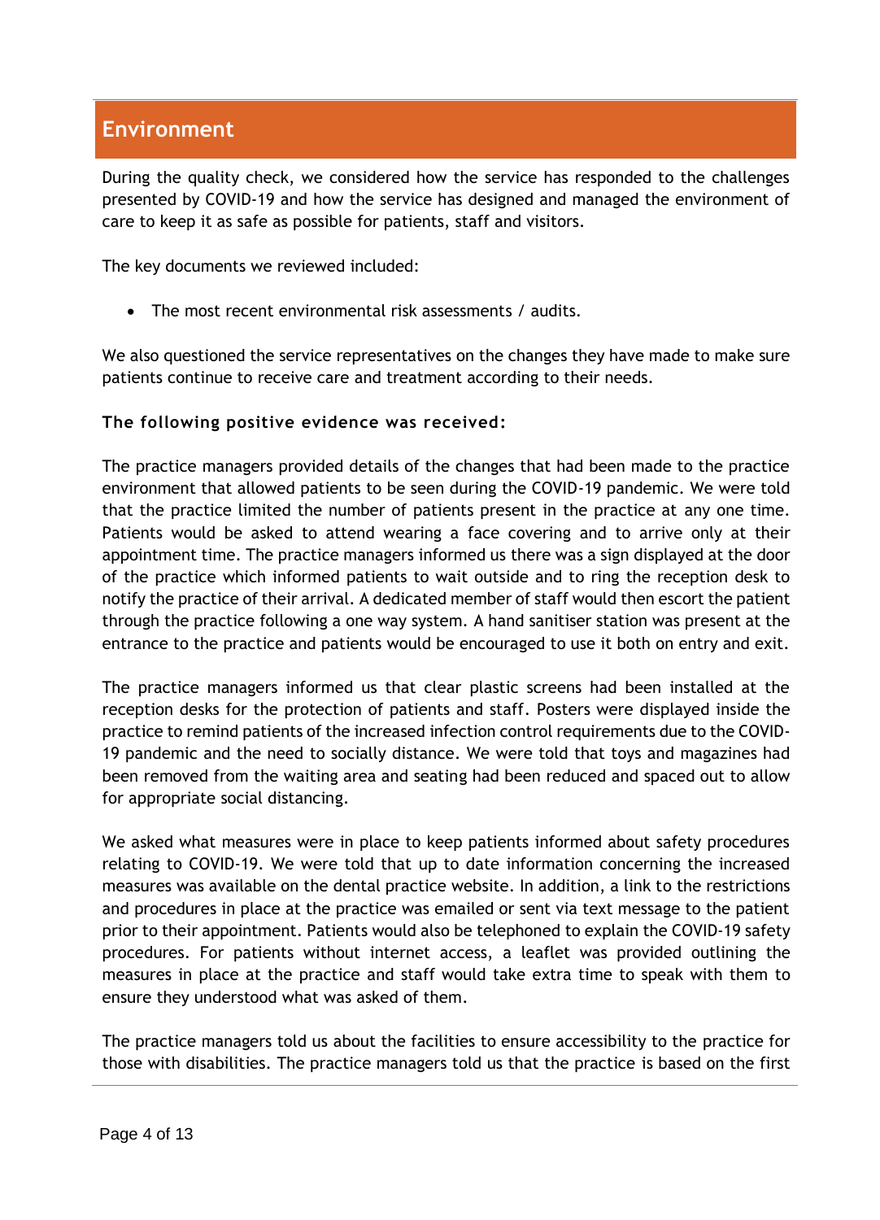## Environment

During the quality check, we considered how the service has responded to the challenges presented by COVID-19 and how the service has designed and managed the environment of care to keep it as safe as possible for patients, staff and visitors.

The key documents we reviewed included:

- The most recent environmental risk assessments / audits.

We also questioned the service representatives on the changes they have made to make sure patients continue to receive care and treatment according to their needs.

**The following positive evidence was received:**

The practice managers provided details of the changes that had been made to the practice environment that allowed patients to be seen during the COVID-19 pandemic. We were told that the practice limited the number of patients present in the practice at any one time. Patients would be asked to attend wearing a face covering and to arrive only at their appointment time. The practice managers informed us there was a sign displayed at the door of the practice which informed patients to wait outside and to ring the reception desk to notify the practice of their arrival. A dedicated member of staff would then escort the patient through the practice following a one way system. A hand sanitiser station was present at the entrance to the practice and patients would be encouraged to use it both on entry and exit.

The practice managers informed us that clear plastic screens had been installed at the reception desks for the protection of patients and staff. Posters were displayed inside the practice to remind patients of the increased infection control requirements due to the COVID-19 pandemic and the need to socially distance. We were told that toys and magazines had been removed from the waiting area and seating had been reduced and spaced out to allow for appropriate social distancing.

We asked what measures were in place to keep patients informed about safety procedures relating to COVID-19. We were told that up to date information concerning the increased measures was available on the dental practice website. In addition, a link to the restrictions and procedures in place at the practice was emailed or sent via text message to the patient prior to their appointment. Patients would also be telephoned to explain the COVID-19 safety procedures. For patients without internet access, a leaflet was provided outlining the measures in place at the practice and staff would take extra time to speak with them to ensure they understood what was asked of them.

The practice managers told us about the facilities to ensure accessibility to the practice for those with disabilities. The practice managers told us that the practice is based on the first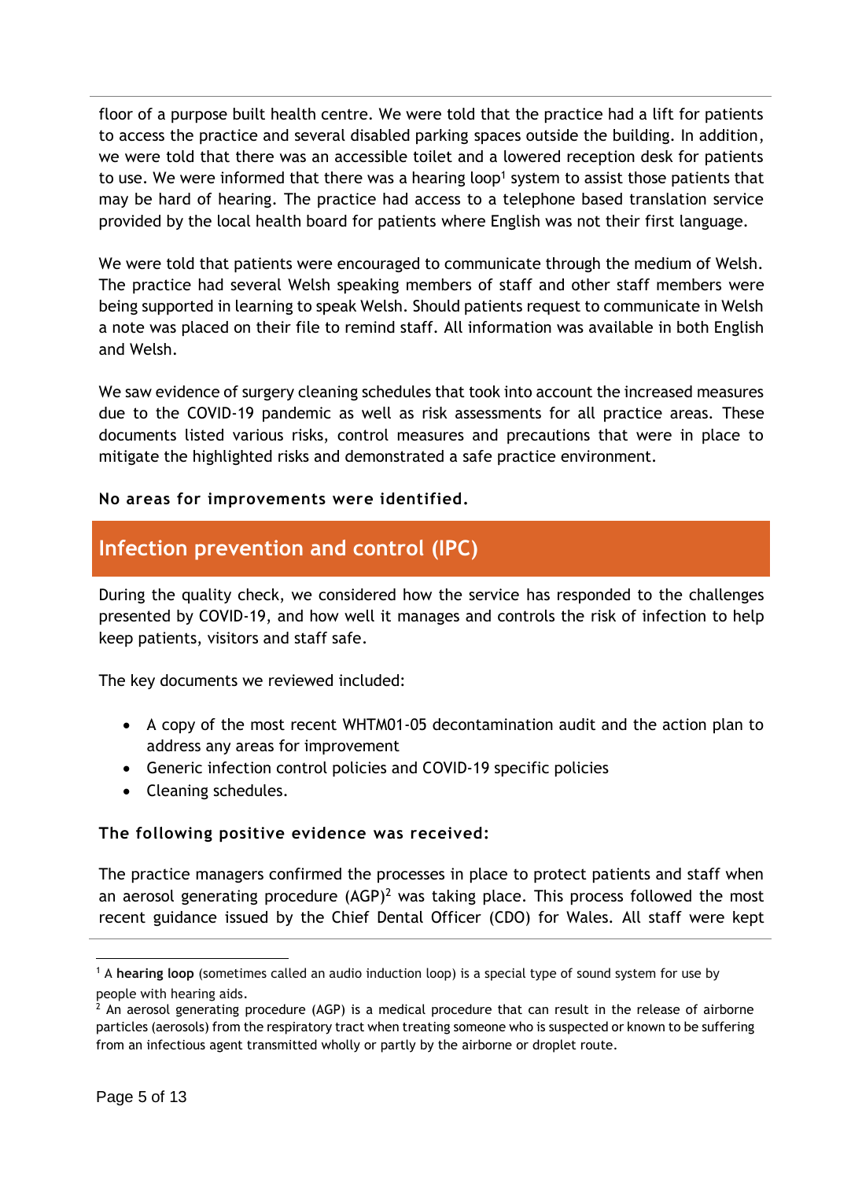floor of a purpose built health centre. We were told that the practice had a lift for patients to access the practice and several disabled parking spaces outside the building. In addition, we were told that there was an accessible toilet and a lowered reception desk for patients to use. We were informed that there was a hearing loop[1] system to assist those patients that may be hard of hearing. The practice had access to a telephone based translation service provided by the local health board for patients where English was not their first language.

We were told that patients were encouraged to communicate through the medium of Welsh. The practice had several Welsh speaking members of staff and other staff members were being supported in learning to speak Welsh. Should patients request to communicate in Welsh a note was placed on their file to remind staff. All information was available in both English and Welsh.

We saw evidence of surgery cleaning schedules that took into account the increased measures due to the COVID-19 pandemic as well as risk assessments for all practice areas. These documents listed various risks, control measures and precautions that were in place to mitigate the highlighted risks and demonstrated a safe practice environment.

**No areas for improvements were identified.**

## Infection prevention and control (IPC)

During the quality check, we considered how the service has responded to the challenges presented by COVID-19, and how well it manages and controls the risk of infection to help keep patients, visitors and staff safe.

The key documents we reviewed included:

- A copy of the most recent WHTM01-05 decontamination audit and the action plan to address any areas for improvement
- Generic infection control policies and COVID-19 specific policies
- Cleaning schedules.

**The following positive evidence was received:**

The practice managers confirmed the processes in place to protect patients and staff when an aerosol generating procedure (AGP)[2] was taking place. This process followed the most recent guidance issued by the Chief Dental Officer (CDO) for Wales. All staff were kept

---

[1] A **hearing loop** (sometimes called an audio induction loop) is a special type of sound system for use by people with hearing aids.

[2] An aerosol generating procedure (AGP) is a medical procedure that can result in the release of airborne particles (aerosols) from the respiratory tract when treating someone who is suspected or known to be suffering from an infectious agent transmitted wholly or partly by the airborne or droplet route.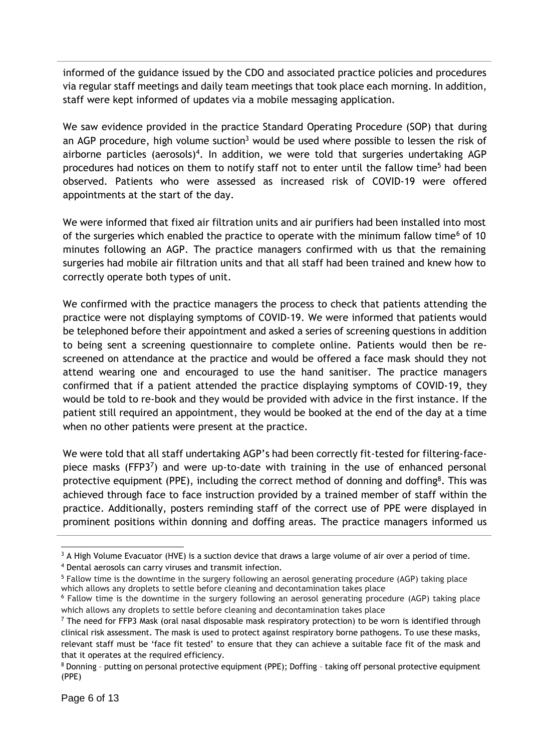informed of the guidance issued by the CDO and associated practice policies and procedures via regular staff meetings and daily team meetings that took place each morning. In addition, staff were kept informed of updates via a mobile messaging application.

We saw evidence provided in the practice Standard Operating Procedure (SOP) that during an AGP procedure, high volume suction[3] would be used where possible to lessen the risk of airborne particles (aerosols)[4]. In addition, we were told that surgeries undertaking AGP procedures had notices on them to notify staff not to enter until the fallow time[5] had been observed. Patients who were assessed as increased risk of COVID-19 were offered appointments at the start of the day.

We were informed that fixed air filtration units and air purifiers had been installed into most of the surgeries which enabled the practice to operate with the minimum fallow time[6] of 10 minutes following an AGP. The practice managers confirmed with us that the remaining surgeries had mobile air filtration units and that all staff had been trained and knew how to correctly operate both types of unit.

We confirmed with the practice managers the process to check that patients attending the practice were not displaying symptoms of COVID-19. We were informed that patients would be telephoned before their appointment and asked a series of screening questions in addition to being sent a screening questionnaire to complete online. Patients would then be re-screened on attendance at the practice and would be offered a face mask should they not attend wearing one and encouraged to use the hand sanitiser. The practice managers confirmed that if a patient attended the practice displaying symptoms of COVID-19, they would be told to re-book and they would be provided with advice in the first instance. If the patient still required an appointment, they would be booked at the end of the day at a time when no other patients were present at the practice.

We were told that all staff undertaking AGP's had been correctly fit-tested for filtering-face-piece masks (FFP3[7]) and were up-to-date with training in the use of enhanced personal protective equipment (PPE), including the correct method of donning and doffing[8]. This was achieved through face to face instruction provided by a trained member of staff within the practice. Additionally, posters reminding staff of the correct use of PPE were displayed in prominent positions within donning and doffing areas. The practice managers informed us

---

[3] A High Volume Evacuator (HVE) is a suction device that draws a large volume of air over a period of time.

[4] Dental aerosols can carry viruses and transmit infection.

[5] Fallow time is the downtime in the surgery following an aerosol generating procedure (AGP) taking place which allows any droplets to settle before cleaning and decontamination takes place

[6] Fallow time is the downtime in the surgery following an aerosol generating procedure (AGP) taking place which allows any droplets to settle before cleaning and decontamination takes place

[7] The need for FFP3 Mask (oral nasal disposable mask respiratory protection) to be worn is identified through clinical risk assessment. The mask is used to protect against respiratory borne pathogens. To use these masks, relevant staff must be 'face fit tested' to ensure that they can achieve a suitable face fit of the mask and that it operates at the required efficiency.

[8] Donning – putting on personal protective equipment (PPE); Doffing – taking off personal protective equipment (PPE)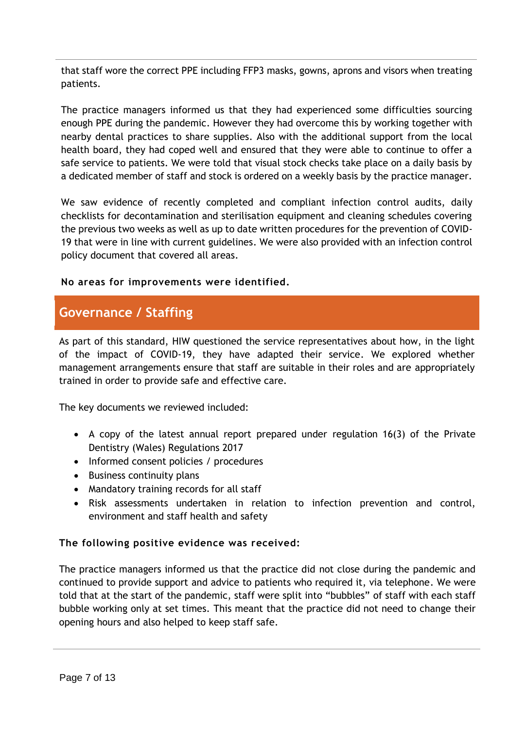that staff wore the correct PPE including FFP3 masks, gowns, aprons and visors when treating patients.

The practice managers informed us that they had experienced some difficulties sourcing enough PPE during the pandemic. However they had overcome this by working together with nearby dental practices to share supplies. Also with the additional support from the local health board, they had coped well and ensured that they were able to continue to offer a safe service to patients. We were told that visual stock checks take place on a daily basis by a dedicated member of staff and stock is ordered on a weekly basis by the practice manager.

We saw evidence of recently completed and compliant infection control audits, daily checklists for decontamination and sterilisation equipment and cleaning schedules covering the previous two weeks as well as up to date written procedures for the prevention of COVID-19 that were in line with current guidelines. We were also provided with an infection control policy document that covered all areas.

**No areas for improvements were identified.**

## Governance / Staffing

As part of this standard, HIW questioned the service representatives about how, in the light of the impact of COVID-19, they have adapted their service. We explored whether management arrangements ensure that staff are suitable in their roles and are appropriately trained in order to provide safe and effective care.

The key documents we reviewed included:

- A copy of the latest annual report prepared under regulation 16(3) of the Private Dentistry (Wales) Regulations 2017
- Informed consent policies / procedures
- Business continuity plans
- Mandatory training records for all staff
- Risk assessments undertaken in relation to infection prevention and control, environment and staff health and safety

**The following positive evidence was received:**

The practice managers informed us that the practice did not close during the pandemic and continued to provide support and advice to patients who required it, via telephone. We were told that at the start of the pandemic, staff were split into "bubbles" of staff with each staff bubble working only at set times. This meant that the practice did not need to change their opening hours and also helped to keep staff safe.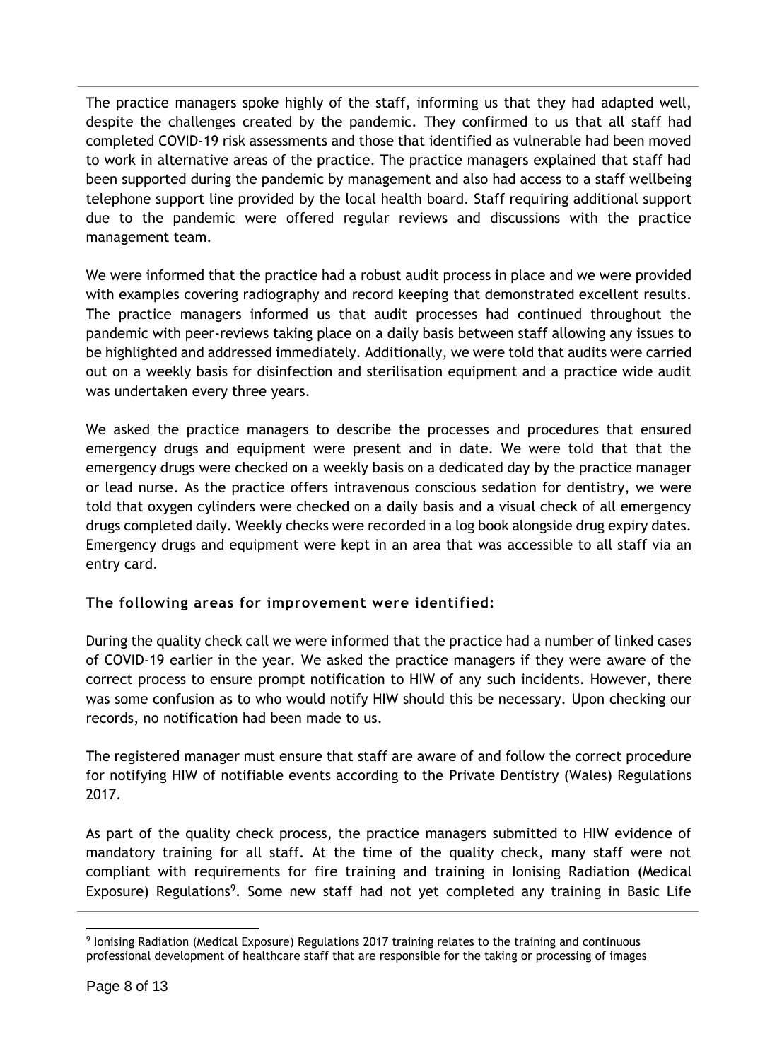The practice managers spoke highly of the staff, informing us that they had adapted well, despite the challenges created by the pandemic. They confirmed to us that all staff had completed COVID-19 risk assessments and those that identified as vulnerable had been moved to work in alternative areas of the practice. The practice managers explained that staff had been supported during the pandemic by management and also had access to a staff wellbeing telephone support line provided by the local health board. Staff requiring additional support due to the pandemic were offered regular reviews and discussions with the practice management team.

We were informed that the practice had a robust audit process in place and we were provided with examples covering radiography and record keeping that demonstrated excellent results. The practice managers informed us that audit processes had continued throughout the pandemic with peer-reviews taking place on a daily basis between staff allowing any issues to be highlighted and addressed immediately. Additionally, we were told that audits were carried out on a weekly basis for disinfection and sterilisation equipment and a practice wide audit was undertaken every three years.

We asked the practice managers to describe the processes and procedures that ensured emergency drugs and equipment were present and in date. We were told that that the emergency drugs were checked on a weekly basis on a dedicated day by the practice manager or lead nurse. As the practice offers intravenous conscious sedation for dentistry, we were told that oxygen cylinders were checked on a daily basis and a visual check of all emergency drugs completed daily. Weekly checks were recorded in a log book alongside drug expiry dates. Emergency drugs and equipment were kept in an area that was accessible to all staff via an entry card.

**The following areas for improvement were identified:**

During the quality check call we were informed that the practice had a number of linked cases of COVID-19 earlier in the year. We asked the practice managers if they were aware of the correct process to ensure prompt notification to HIW of any such incidents. However, there was some confusion as to who would notify HIW should this be necessary. Upon checking our records, no notification had been made to us.

The registered manager must ensure that staff are aware of and follow the correct procedure for notifying HIW of notifiable events according to the Private Dentistry (Wales) Regulations 2017.

As part of the quality check process, the practice managers submitted to HIW evidence of mandatory training for all staff. At the time of the quality check, many staff were not compliant with requirements for fire training and training in Ionising Radiation (Medical Exposure) Regulations[9]. Some new staff had not yet completed any training in Basic Life

[9] Ionising Radiation (Medical Exposure) Regulations 2017 training relates to the training and continuous professional development of healthcare staff that are responsible for the taking or processing of images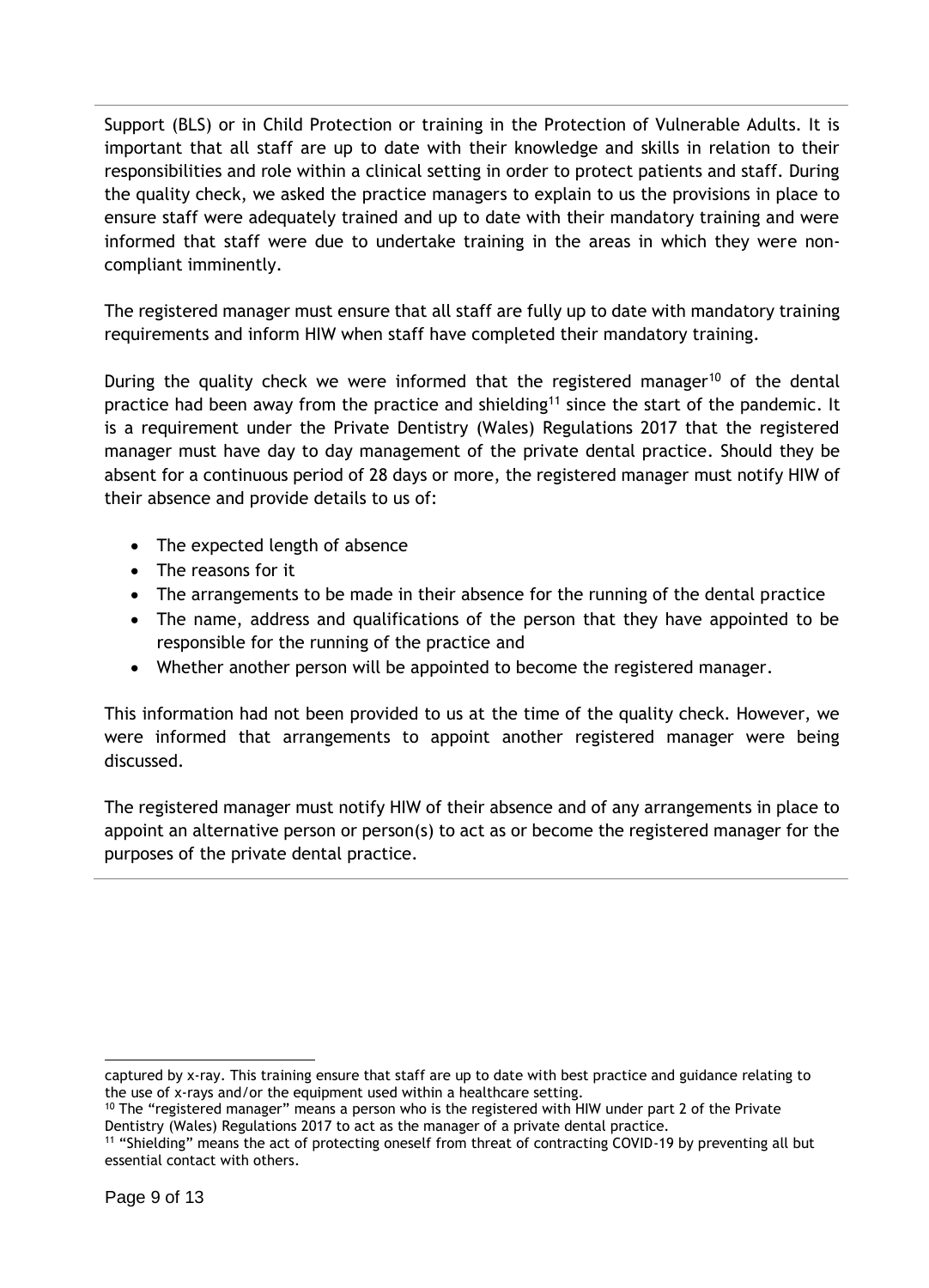Support (BLS) or in Child Protection or training in the Protection of Vulnerable Adults. It is important that all staff are up to date with their knowledge and skills in relation to their responsibilities and role within a clinical setting in order to protect patients and staff. During the quality check, we asked the practice managers to explain to us the provisions in place to ensure staff were adequately trained and up to date with their mandatory training and were informed that staff were due to undertake training in the areas in which they were non-compliant imminently.

The registered manager must ensure that all staff are fully up to date with mandatory training requirements and inform HIW when staff have completed their mandatory training.

During the quality check we were informed that the registered manager[10] of the dental practice had been away from the practice and shielding[11] since the start of the pandemic. It is a requirement under the Private Dentistry (Wales) Regulations 2017 that the registered manager must have day to day management of the private dental practice. Should they be absent for a continuous period of 28 days or more, the registered manager must notify HIW of their absence and provide details to us of:

- The expected length of absence
- The reasons for it
- The arrangements to be made in their absence for the running of the dental practice
- The name, address and qualifications of the person that they have appointed to be responsible for the running of the practice and
- Whether another person will be appointed to become the registered manager.

This information had not been provided to us at the time of the quality check. However, we were informed that arrangements to appoint another registered manager were being discussed.

The registered manager must notify HIW of their absence and of any arrangements in place to appoint an alternative person or person(s) to act as or become the registered manager for the purposes of the private dental practice.

---

captured by x-ray. This training ensure that staff are up to date with best practice and guidance relating to the use of x-rays and/or the equipment used within a healthcare setting.

[10] The "registered manager" means a person who is the registered with HIW under part 2 of the Private Dentistry (Wales) Regulations 2017 to act as the manager of a private dental practice.

[11] "Shielding" means the act of protecting oneself from threat of contracting COVID-19 by preventing all but essential contact with others.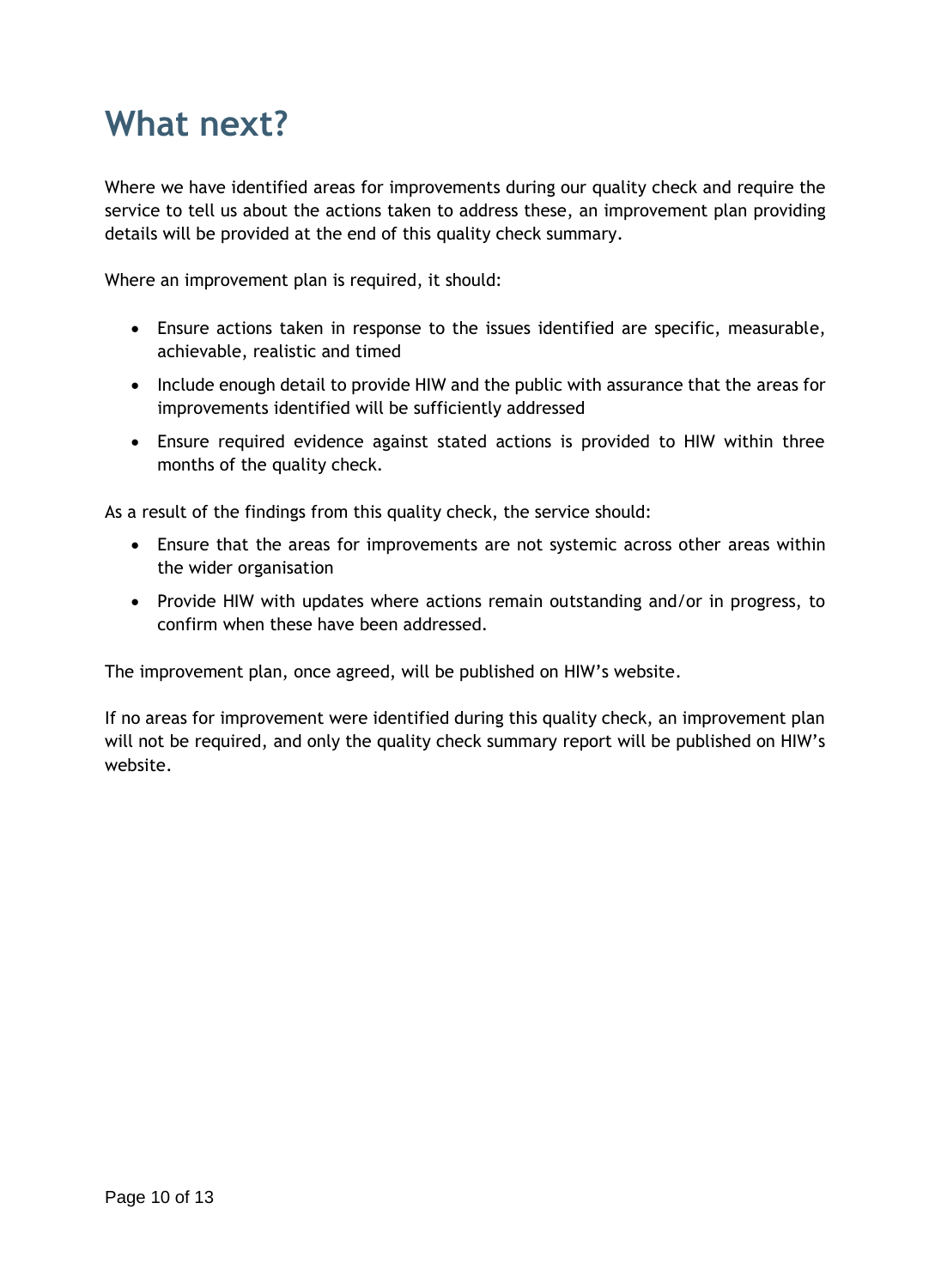# What next?

Where we have identified areas for improvements during our quality check and require the service to tell us about the actions taken to address these, an improvement plan providing details will be provided at the end of this quality check summary.

Where an improvement plan is required, it should:

- Ensure actions taken in response to the issues identified are specific, measurable, achievable, realistic and timed
- Include enough detail to provide HIW and the public with assurance that the areas for improvements identified will be sufficiently addressed
- Ensure required evidence against stated actions is provided to HIW within three months of the quality check.

As a result of the findings from this quality check, the service should:

- Ensure that the areas for improvements are not systemic across other areas within the wider organisation
- Provide HIW with updates where actions remain outstanding and/or in progress, to confirm when these have been addressed.

The improvement plan, once agreed, will be published on HIW's website.

If no areas for improvement were identified during this quality check, an improvement plan will not be required, and only the quality check summary report will be published on HIW's website.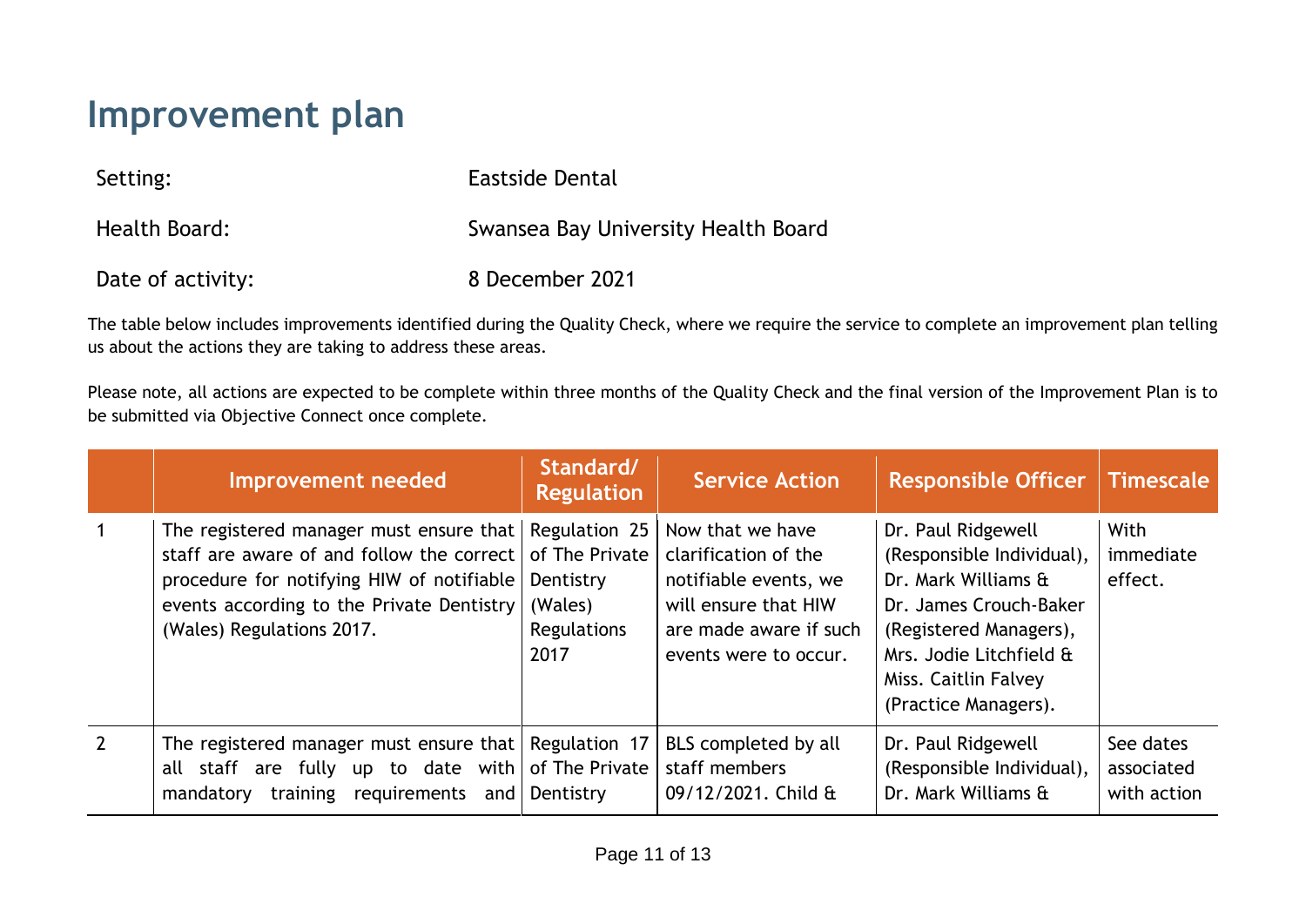# Improvement plan

| | |
|---|---|
| Setting: | Eastside Dental |
| Health Board: | Swansea Bay University Health Board |
| Date of activity: | 8 December 2021 |

The table below includes improvements identified during the Quality Check, where we require the service to complete an improvement plan telling us about the actions they are taking to address these areas.

Please note, all actions are expected to be complete within three months of the Quality Check and the final version of the Improvement Plan is to be submitted via Objective Connect once complete.

| | Improvement needed | Standard/ Regulation | Service Action | Responsible Officer | Timescale |
|---|---|---|---|---|---|
| 1 | The registered manager must ensure that staff are aware of and follow the correct procedure for notifying HIW of notifiable events according to the Private Dentistry (Wales) Regulations 2017. | Regulation 25 of The Private Dentistry (Wales) Regulations 2017 | Now that we have clarification of the notifiable events, we will ensure that HIW are made aware if such events were to occur. | Dr. Paul Ridgewell (Responsible Individual), Dr. Mark Williams & Dr. James Crouch-Baker (Registered Managers), Mrs. Jodie Litchfield & Miss. Caitlin Falvey (Practice Managers). | With immediate effect. |
| 2 | The registered manager must ensure that all staff are fully up to date with mandatory training requirements and | Regulation 17 of The Private Dentistry | BLS completed by all staff members 09/12/2021. Child & | Dr. Paul Ridgewell (Responsible Individual), Dr. Mark Williams & | See dates associated with action |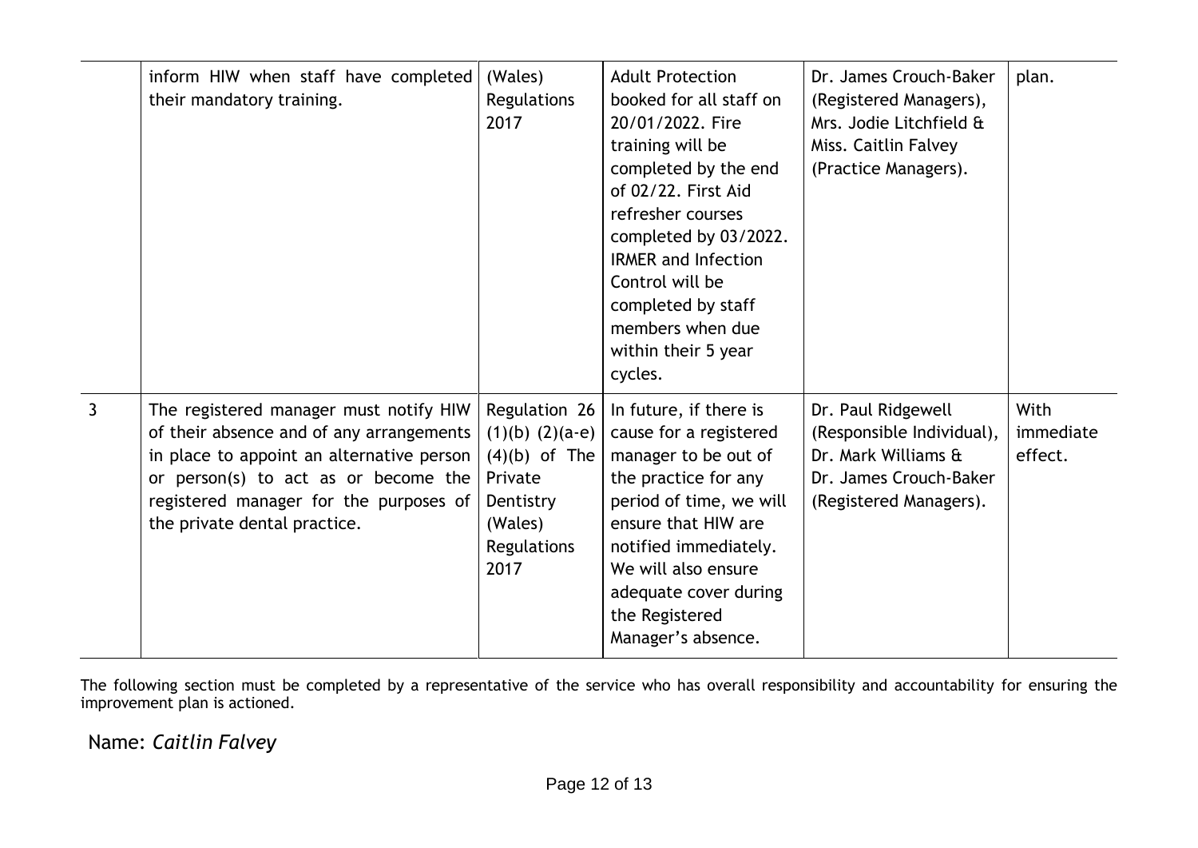| | | | | | |
|---|---|---|---|---|---|
| | inform HIW when staff have completed their mandatory training. | (Wales) Regulations 2017 | Adult Protection booked for all staff on 20/01/2022. Fire training will be completed by the end of 02/22. First Aid refresher courses completed by 03/2022. IRMER and Infection Control will be completed by staff members when due within their 5 year cycles. | Dr. James Crouch-Baker (Registered Managers), Mrs. Jodie Litchfield & Miss. Caitlin Falvey (Practice Managers). | plan. |
| 3 | The registered manager must notify HIW of their absence and of any arrangements in place to appoint an alternative person or person(s) to act as or become the registered manager for the purposes of the private dental practice. | Regulation 26 (1)(b) (2)(a-e) (4)(b) of The Private Dentistry (Wales) Regulations 2017 | In future, if there is cause for a registered manager to be out of the practice for any period of time, we will ensure that HIW are notified immediately. We will also ensure adequate cover during the Registered Manager's absence. | Dr. Paul Ridgewell (Responsible Individual), Dr. Mark Williams & Dr. James Crouch-Baker (Registered Managers). | With immediate effect. |

The following section must be completed by a representative of the service who has overall responsibility and accountability for ensuring the improvement plan is actioned.

Name: *Caitlin Falvey*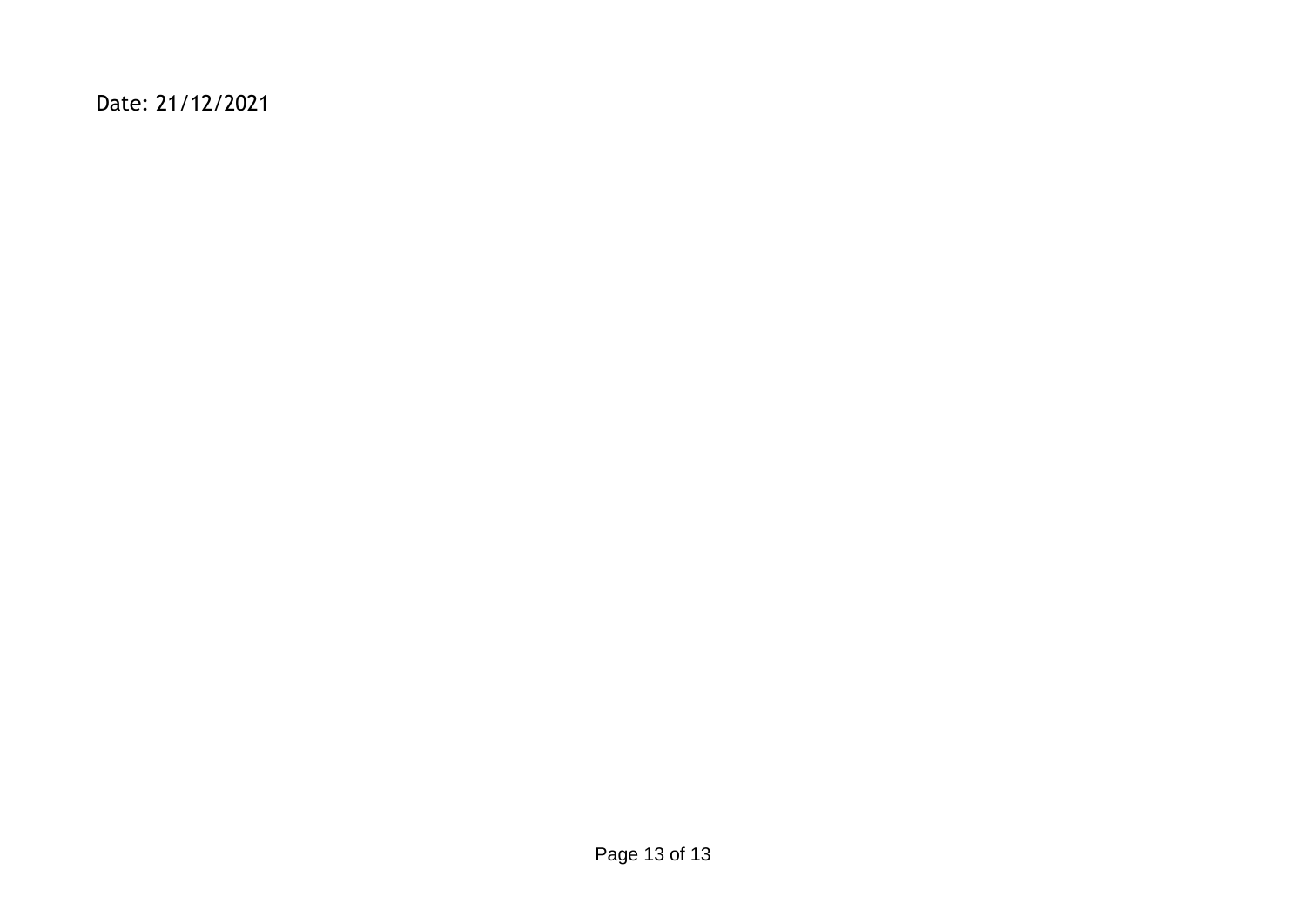Date: 21/12/2021